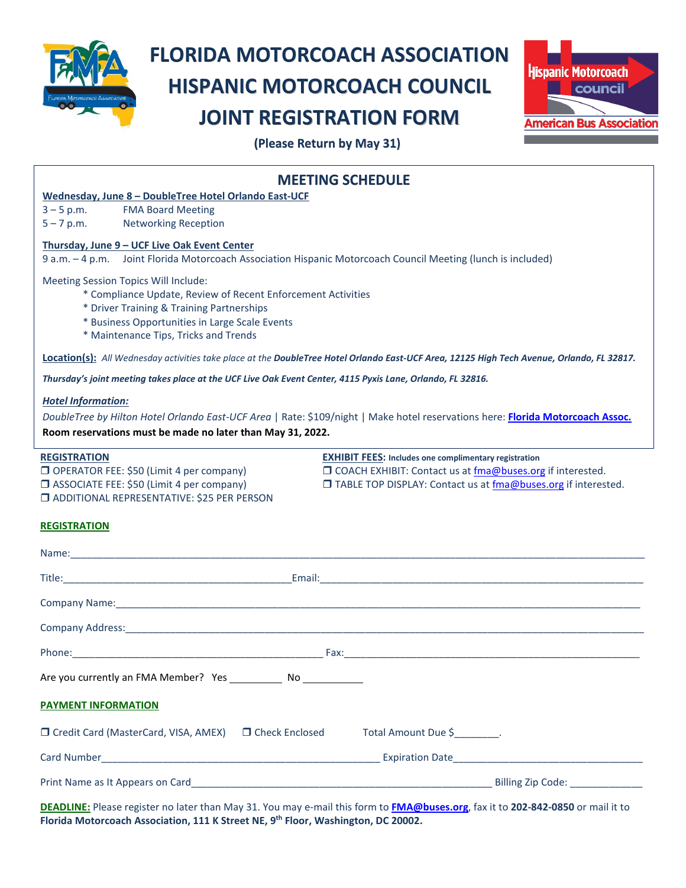# FLORIDA MOTORCOACH ASSOCIATION
# HISPANIC MOTORCOACH COUNCIL
# JOINT REGISTRATION FORM

**(Please Return by May 31)**

## MEETING SCHEDULE

**Wednesday, June 8 – DoubleTree Hotel Orlando East-UCF**

3 – 5 p.m. FMA Board Meeting
5 – 7 p.m. Networking Reception

**Thursday, June 9 – UCF Live Oak Event Center**

9 a.m. – 4 p.m. Joint Florida Motorcoach Association Hispanic Motorcoach Council Meeting (lunch is included)

Meeting Session Topics Will Include:

- Compliance Update, Review of Recent Enforcement Activities
- Driver Training & Training Partnerships
- Business Opportunities in Large Scale Events
- Maintenance Tips, Tricks and Trends

**Location(s):** *All Wednesday activities take place at the* ***DoubleTree Hotel Orlando East-UCF Area, 12125 High Tech Avenue, Orlando, FL 32817.***

***Thursday's joint meeting takes place at the UCF Live Oak Event Center, 4115 Pyxis Lane, Orlando, FL 32816.***

***Hotel Information:***

*DoubleTree by Hilton Hotel Orlando East-UCF Area* | Rate: $109/night | Make hotel reservations here: **Florida Motorcoach Assoc.**
**Room reservations must be made no later than May 31, 2022.**

**REGISTRATION**

❒ OPERATOR FEE: $50 (Limit 4 per company)
❒ ASSOCIATE FEE: $50 (Limit 4 per company)
❒ ADDITIONAL REPRESENTATIVE: $25 PER PERSON

**EXHIBIT FEES: Includes one complimentary registration**

❒ COACH EXHIBIT: Contact us at fma@buses.org if interested.
❒ TABLE TOP DISPLAY: Contact us at fma@buses.org if interested.

**REGISTRATION**

Name:\_\_\_\_\_\_\_\_\_\_\_\_\_\_\_\_\_\_\_\_\_\_\_\_\_\_\_\_\_\_\_\_\_\_\_\_\_\_\_\_

Title:\_\_\_\_\_\_\_\_\_\_\_\_\_\_\_\_\_\_\_\_ Email:\_\_\_\_\_\_\_\_\_\_\_\_\_\_\_\_\_\_\_\_

Company Name:\_\_\_\_\_\_\_\_\_\_\_\_\_\_\_\_\_\_\_\_\_\_\_\_\_\_\_\_\_\_\_\_\_\_\_\_\_\_\_\_

Company Address:\_\_\_\_\_\_\_\_\_\_\_\_\_\_\_\_\_\_\_\_\_\_\_\_\_\_\_\_\_\_\_\_\_\_\_\_\_\_\_\_

Phone:\_\_\_\_\_\_\_\_\_\_\_\_\_\_\_\_\_\_\_\_ Fax:\_\_\_\_\_\_\_\_\_\_\_\_\_\_\_\_\_\_\_\_

Are you currently an FMA Member? Yes \_\_\_\_\_\_\_\_\_ No \_\_\_\_\_\_\_\_\_\_

**PAYMENT INFORMATION**

❒ Credit Card (MasterCard, VISA, AMEX) ❒ Check Enclosed Total Amount Due $\_\_\_\_\_\_\_\_.

Card Number\_\_\_\_\_\_\_\_\_\_\_\_\_\_\_\_\_\_\_\_ Expiration Date\_\_\_\_\_\_\_\_\_\_\_\_\_\_\_\_\_\_\_\_

Print Name as It Appears on Card\_\_\_\_\_\_\_\_\_\_\_\_\_\_\_\_\_\_\_\_ Billing Zip Code: \_\_\_\_\_\_\_\_\_\_

**DEADLINE:** Please register no later than May 31. You may e-mail this form to **FMA@buses.org**, fax it to **202-842-0850** or mail it to **Florida Motorcoach Association, 111 K Street NE, 9th Floor, Washington, DC 20002.**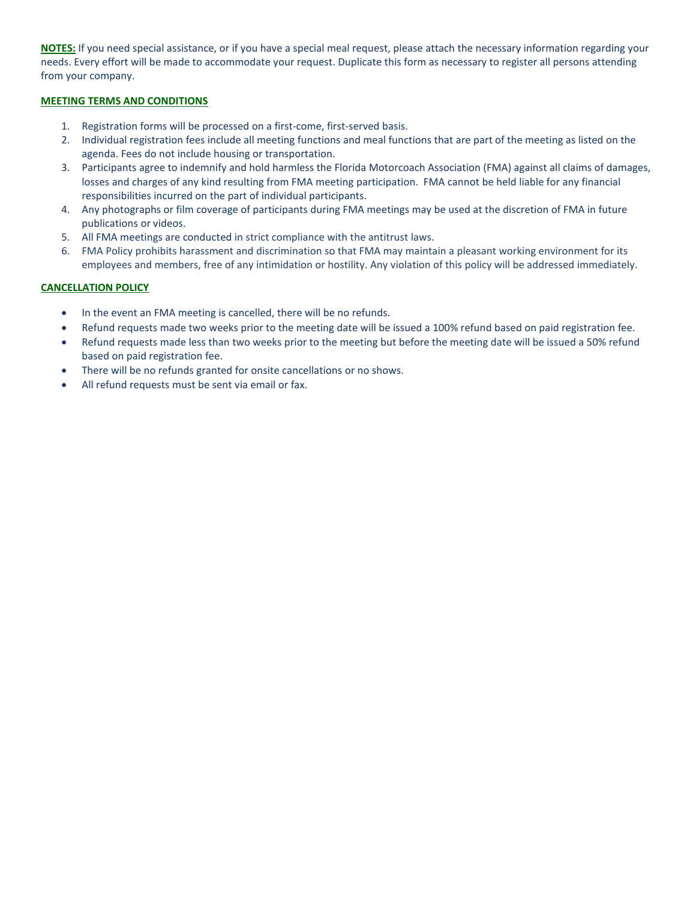**NOTES:** If you need special assistance, or if you have a special meal request, please attach the necessary information regarding your needs. Every effort will be made to accommodate your request. Duplicate this form as necessary to register all persons attending from your company.

**MEETING TERMS AND CONDITIONS**

1. Registration forms will be processed on a first-come, first-served basis.
2. Individual registration fees include all meeting functions and meal functions that are part of the meeting as listed on the agenda. Fees do not include housing or transportation.
3. Participants agree to indemnify and hold harmless the Florida Motorcoach Association (FMA) against all claims of damages, losses and charges of any kind resulting from FMA meeting participation. FMA cannot be held liable for any financial responsibilities incurred on the part of individual participants.
4. Any photographs or film coverage of participants during FMA meetings may be used at the discretion of FMA in future publications or videos.
5. All FMA meetings are conducted in strict compliance with the antitrust laws.
6. FMA Policy prohibits harassment and discrimination so that FMA may maintain a pleasant working environment for its employees and members, free of any intimidation or hostility. Any violation of this policy will be addressed immediately.

**CANCELLATION POLICY**

- In the event an FMA meeting is cancelled, there will be no refunds.
- Refund requests made two weeks prior to the meeting date will be issued a 100% refund based on paid registration fee.
- Refund requests made less than two weeks prior to the meeting but before the meeting date will be issued a 50% refund based on paid registration fee.
- There will be no refunds granted for onsite cancellations or no shows.
- All refund requests must be sent via email or fax.